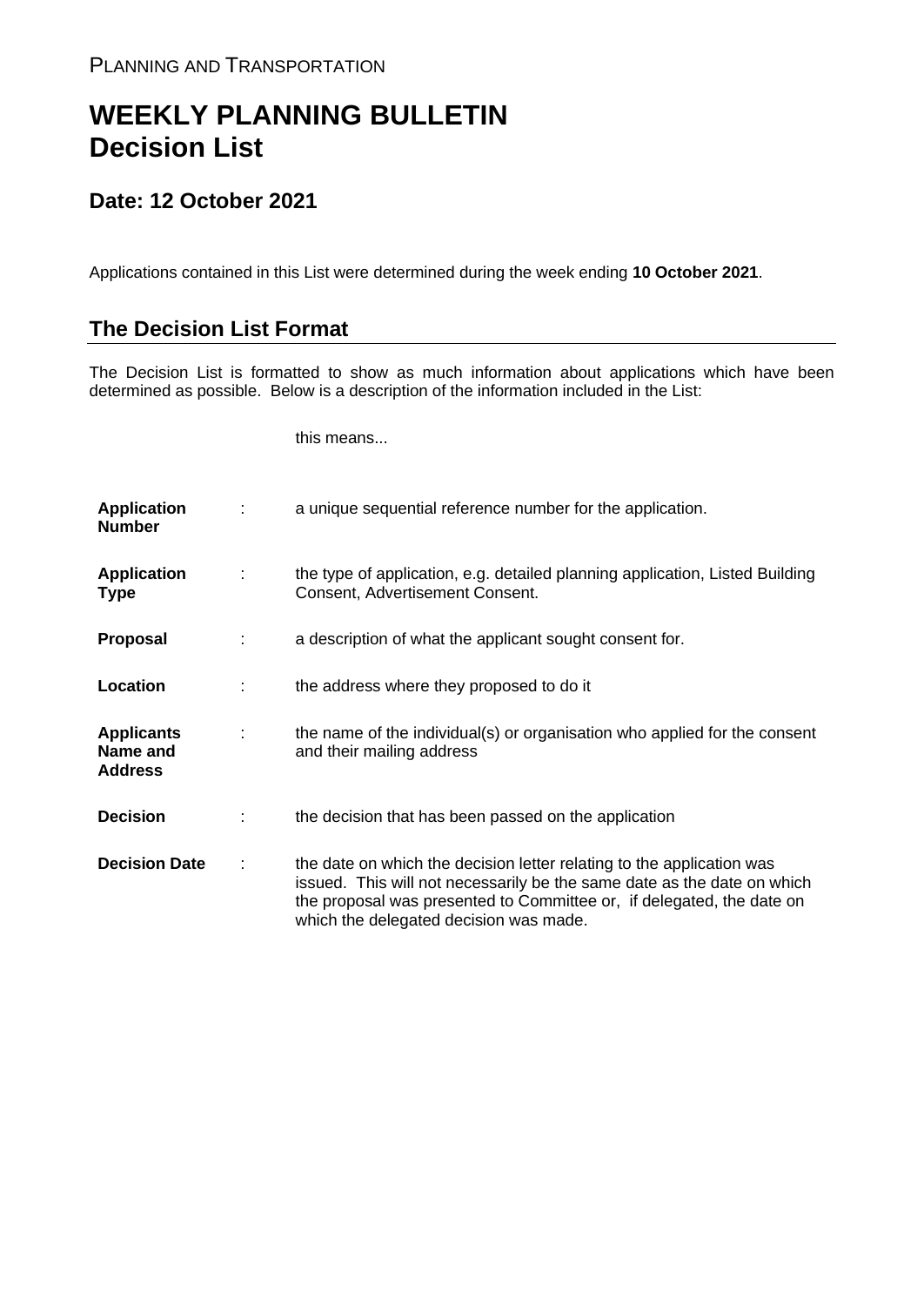PLANNING AND TRANSPORTATION

# WEEKLY PLANNING BULLETIN
# Decision List

## Date: 12 October 2021

Applications contained in this List were determined during the week ending **10 October 2021**.

## The Decision List Format

The Decision List is formatted to show as much information about applications which have been determined as possible. Below is a description of the information included in the List:

| | | this means... |
|---|---|---|
| **Application Number** | : | a unique sequential reference number for the application. |
| **Application Type** | : | the type of application, e.g. detailed planning application, Listed Building Consent, Advertisement Consent. |
| **Proposal** | : | a description of what the applicant sought consent for. |
| **Location** | : | the address where they proposed to do it |
| **Applicants Name and Address** | : | the name of the individual(s) or organisation who applied for the consent and their mailing address |
| **Decision** | : | the decision that has been passed on the application |
| **Decision Date** | : | the date on which the decision letter relating to the application was issued. This will not necessarily be the same date as the date on which the proposal was presented to Committee or, if delegated, the date on which the delegated decision was made. |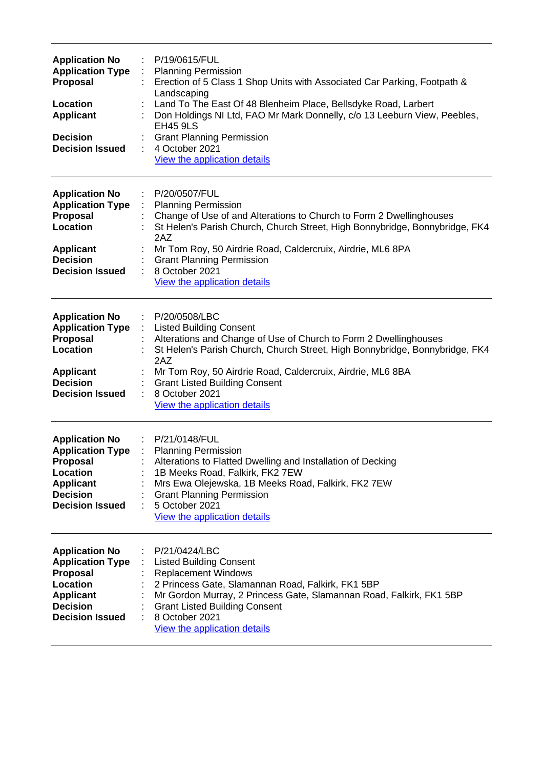---

| | | |
|---|---|---|
| **Application No** | : | P/19/0615/FUL |
| **Application Type** | : | Planning Permission |
| **Proposal** | : | Erection of 5 Class 1 Shop Units with Associated Car Parking, Footpath & Landscaping |
| **Location** | : | Land To The East Of 48 Blenheim Place, Bellsdyke Road, Larbert |
| **Applicant** | : | Don Holdings NI Ltd, FAO Mr Mark Donnelly, c/o 13 Leeburn View, Peebles, EH45 9LS |
| **Decision** | : | Grant Planning Permission |
| **Decision Issued** | : | 4 October 2021 |
| | | View the application details |

---

| | | |
|---|---|---|
| **Application No** | : | P/20/0507/FUL |
| **Application Type** | : | Planning Permission |
| **Proposal** | : | Change of Use of and Alterations to Church to Form 2 Dwellinghouses |
| **Location** | : | St Helen's Parish Church, Church Street, High Bonnybridge, Bonnybridge, FK4 2AZ |
| **Applicant** | : | Mr Tom Roy, 50 Airdrie Road, Caldercruix, Airdrie, ML6 8PA |
| **Decision** | : | Grant Planning Permission |
| **Decision Issued** | : | 8 October 2021 |
| | | View the application details |

---

| | | |
|---|---|---|
| **Application No** | : | P/20/0508/LBC |
| **Application Type** | : | Listed Building Consent |
| **Proposal** | : | Alterations and Change of Use of Church to Form 2 Dwellinghouses |
| **Location** | : | St Helen's Parish Church, Church Street, High Bonnybridge, Bonnybridge, FK4 2AZ |
| **Applicant** | : | Mr Tom Roy, 50 Airdrie Road, Caldercruix, Airdrie, ML6 8BA |
| **Decision** | : | Grant Listed Building Consent |
| **Decision Issued** | : | 8 October 2021 |
| | | View the application details |

---

| | | |
|---|---|---|
| **Application No** | : | P/21/0148/FUL |
| **Application Type** | : | Planning Permission |
| **Proposal** | : | Alterations to Flatted Dwelling and Installation of Decking |
| **Location** | : | 1B Meeks Road, Falkirk, FK2 7EW |
| **Applicant** | : | Mrs Ewa Olejewska, 1B Meeks Road, Falkirk, FK2 7EW |
| **Decision** | : | Grant Planning Permission |
| **Decision Issued** | : | 5 October 2021 |
| | | View the application details |

---

| | | |
|---|---|---|
| **Application No** | : | P/21/0424/LBC |
| **Application Type** | : | Listed Building Consent |
| **Proposal** | : | Replacement Windows |
| **Location** | : | 2 Princess Gate, Slamannan Road, Falkirk, FK1 5BP |
| **Applicant** | : | Mr Gordon Murray, 2 Princess Gate, Slamannan Road, Falkirk, FK1 5BP |
| **Decision** | : | Grant Listed Building Consent |
| **Decision Issued** | : | 8 October 2021 |
| | | View the application details |

---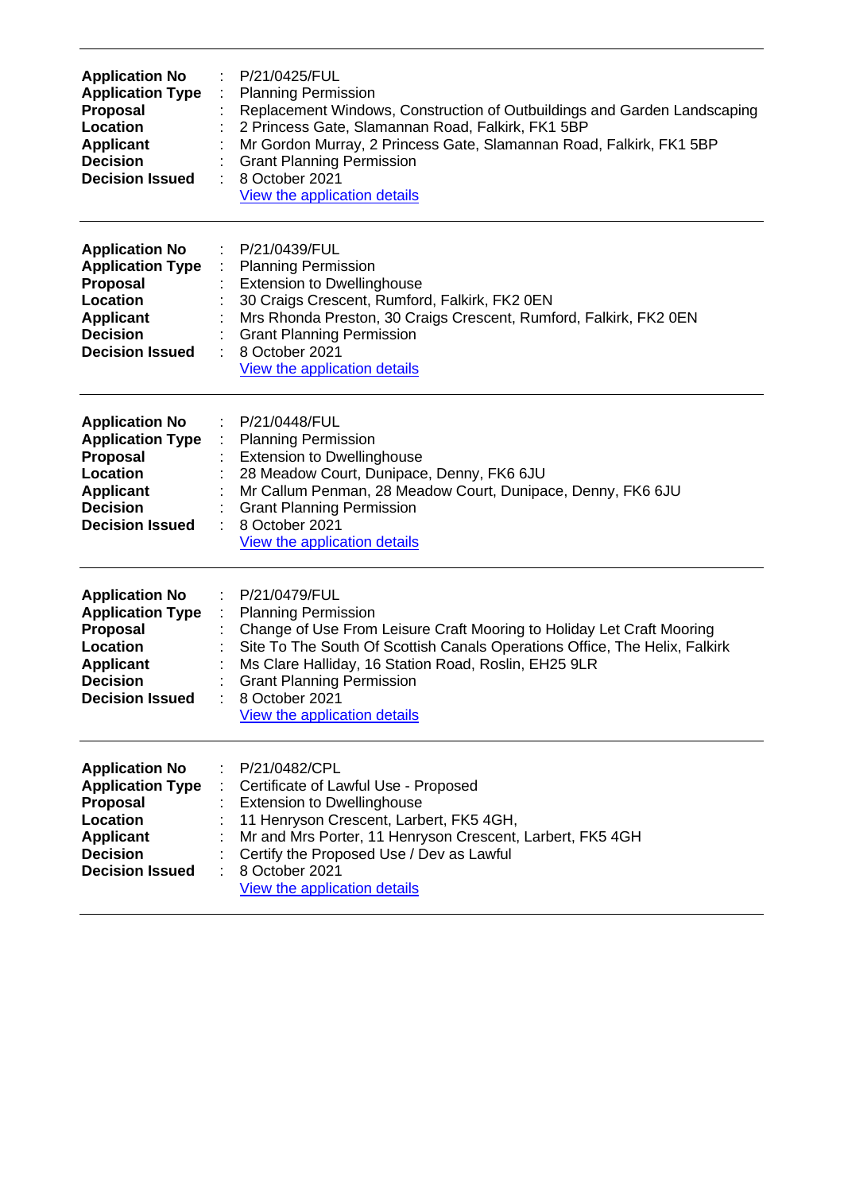---

| | | |
|---|---|---|
| **Application No** | : | P/21/0425/FUL |
| **Application Type** | : | Planning Permission |
| **Proposal** | : | Replacement Windows, Construction of Outbuildings and Garden Landscaping |
| **Location** | : | 2 Princess Gate, Slamannan Road, Falkirk, FK1 5BP |
| **Applicant** | : | Mr Gordon Murray, 2 Princess Gate, Slamannan Road, Falkirk, FK1 5BP |
| **Decision** | : | Grant Planning Permission |
| **Decision Issued** | : | 8 October 2021 |
| | | View the application details |

---

| | | |
|---|---|---|
| **Application No** | : | P/21/0439/FUL |
| **Application Type** | : | Planning Permission |
| **Proposal** | : | Extension to Dwellinghouse |
| **Location** | : | 30 Craigs Crescent, Rumford, Falkirk, FK2 0EN |
| **Applicant** | : | Mrs Rhonda Preston, 30 Craigs Crescent, Rumford, Falkirk, FK2 0EN |
| **Decision** | : | Grant Planning Permission |
| **Decision Issued** | : | 8 October 2021 |
| | | View the application details |

---

| | | |
|---|---|---|
| **Application No** | : | P/21/0448/FUL |
| **Application Type** | : | Planning Permission |
| **Proposal** | : | Extension to Dwellinghouse |
| **Location** | : | 28 Meadow Court, Dunipace, Denny, FK6 6JU |
| **Applicant** | : | Mr Callum Penman, 28 Meadow Court, Dunipace, Denny, FK6 6JU |
| **Decision** | : | Grant Planning Permission |
| **Decision Issued** | : | 8 October 2021 |
| | | View the application details |

---

| | | |
|---|---|---|
| **Application No** | : | P/21/0479/FUL |
| **Application Type** | : | Planning Permission |
| **Proposal** | : | Change of Use From Leisure Craft Mooring to Holiday Let Craft Mooring |
| **Location** | : | Site To The South Of Scottish Canals Operations Office, The Helix, Falkirk |
| **Applicant** | : | Ms Clare Halliday, 16 Station Road, Roslin, EH25 9LR |
| **Decision** | : | Grant Planning Permission |
| **Decision Issued** | : | 8 October 2021 |
| | | View the application details |

---

| | | |
|---|---|---|
| **Application No** | : | P/21/0482/CPL |
| **Application Type** | : | Certificate of Lawful Use - Proposed |
| **Proposal** | : | Extension to Dwellinghouse |
| **Location** | : | 11 Henryson Crescent, Larbert, FK5 4GH, |
| **Applicant** | : | Mr and Mrs Porter, 11 Henryson Crescent, Larbert, FK5 4GH |
| **Decision** | : | Certify the Proposed Use / Dev as Lawful |
| **Decision Issued** | : | 8 October 2021 |
| | | View the application details |

---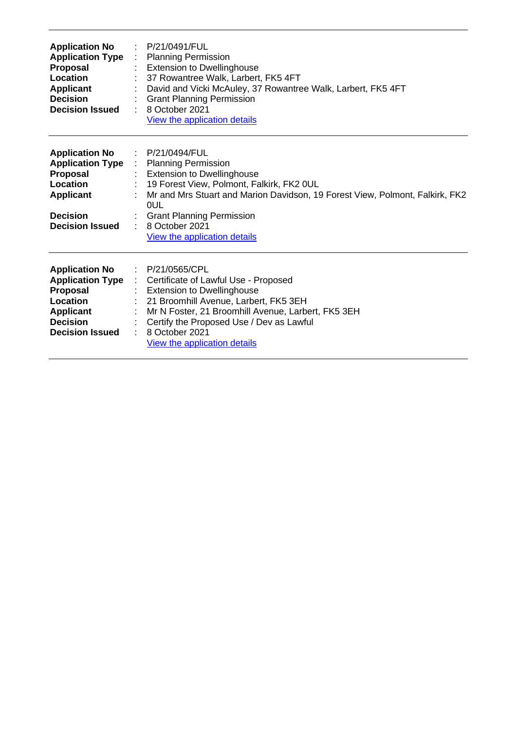| | | |
|---|---|---|
| **Application No** | : | P/21/0491/FUL |
| **Application Type** | : | Planning Permission |
| **Proposal** | : | Extension to Dwellinghouse |
| **Location** | : | 37 Rowantree Walk, Larbert, FK5 4FT |
| **Applicant** | : | David and Vicki McAuley, 37 Rowantree Walk, Larbert, FK5 4FT |
| **Decision** | : | Grant Planning Permission |
| **Decision Issued** | : | 8 October 2021 |
| | | View the application details |

| | | |
|---|---|---|
| **Application No** | : | P/21/0494/FUL |
| **Application Type** | : | Planning Permission |
| **Proposal** | : | Extension to Dwellinghouse |
| **Location** | : | 19 Forest View, Polmont, Falkirk, FK2 0UL |
| **Applicant** | : | Mr and Mrs Stuart and Marion Davidson, 19 Forest View, Polmont, Falkirk, FK2 0UL |
| **Decision** | : | Grant Planning Permission |
| **Decision Issued** | : | 8 October 2021 |
| | | View the application details |

| | | |
|---|---|---|
| **Application No** | : | P/21/0565/CPL |
| **Application Type** | : | Certificate of Lawful Use - Proposed |
| **Proposal** | : | Extension to Dwellinghouse |
| **Location** | : | 21 Broomhill Avenue, Larbert, FK5 3EH |
| **Applicant** | : | Mr N Foster, 21 Broomhill Avenue, Larbert, FK5 3EH |
| **Decision** | : | Certify the Proposed Use / Dev as Lawful |
| **Decision Issued** | : | 8 October 2021 |
| | | View the application details |